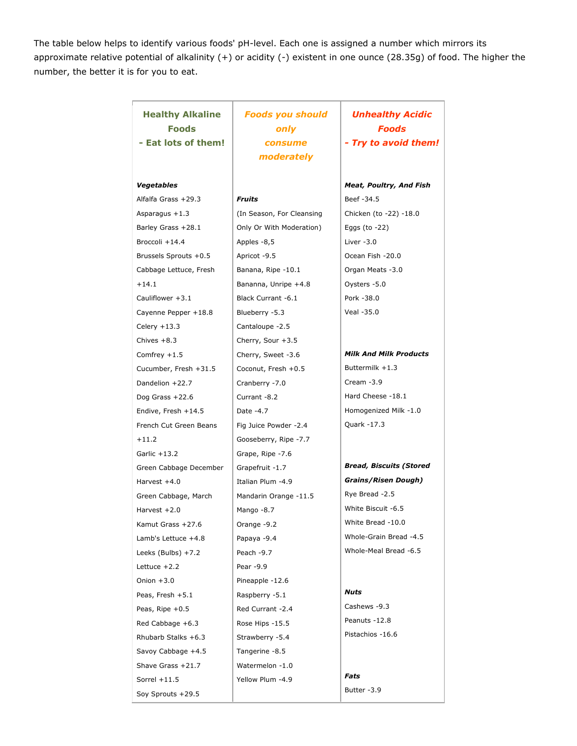The table below helps to identify various foods' pH-level. Each one is assigned a number which mirrors its approximate relative potential of alkalinity (+) or acidity (-) existent in one ounce (28.35g) of food. The higher the number, the better it is for you to eat.

| **Healthy Alkaline Foods - Eat lots of them!** | ***Foods you should only consume moderately*** | ***Unhealthy Acidic Foods - Try to avoid them!*** |
|---|---|---|
| ***Vegetables*** | | ***Meat, Poultry, And Fish*** |
| Alfalfa Grass +29.3 | ***Fruits*** | Beef -34.5 |
| Asparagus +1.3 | (In Season, For Cleansing Only Or With Moderation) | Chicken (to -22) -18.0 |
| Barley Grass +28.1 | Apples -8,5 | Eggs (to -22) |
| Broccoli +14.4 | Apricot -9.5 | Liver -3.0 |
| Brussels Sprouts +0.5 | Banana, Ripe -10.1 | Ocean Fish -20.0 |
| Cabbage Lettuce, Fresh +14.1 | Bananna, Unripe +4.8 | Organ Meats -3.0 |
| Cauliflower +3.1 | Black Currant -6.1 | Oysters -5.0 |
| Cayenne Pepper +18.8 | Blueberry -5.3 | Pork -38.0 |
| Celery +13.3 | Cantaloupe -2.5 | Veal -35.0 |
| Chives +8.3 | Cherry, Sour +3.5 | |
| Comfrey +1.5 | Cherry, Sweet -3.6 | ***Milk And Milk Products*** |
| Cucumber, Fresh +31.5 | Coconut, Fresh +0.5 | Buttermilk +1.3 |
| Dandelion +22.7 | Cranberry -7.0 | Cream -3.9 |
| Dog Grass +22.6 | Currant -8.2 | Hard Cheese -18.1 |
| Endive, Fresh +14.5 | Date -4.7 | Homogenized Milk -1.0 |
| French Cut Green Beans +11.2 | Fig Juice Powder -2.4 | Quark -17.3 |
| Garlic +13.2 | Gooseberry, Ripe -7.7 | |
| Green Cabbage December Harvest +4.0 | Grape, Ripe -7.6 | ***Bread, Biscuits (Stored Grains/Risen Dough)*** |
| Green Cabbage, March Harvest +2.0 | Grapefruit -1.7 | Rye Bread -2.5 |
| Kamut Grass +27.6 | Italian Plum -4.9 | White Biscuit -6.5 |
| Lamb's Lettuce +4.8 | Mandarin Orange -11.5 | White Bread -10.0 |
| Leeks (Bulbs) +7.2 | Mango -8.7 | Whole-Grain Bread -4.5 |
| Lettuce +2.2 | Orange -9.2 | Whole-Meal Bread -6.5 |
| Onion +3.0 | Papaya -9.4 | |
| Peas, Fresh +5.1 | Peach -9.7 | ***Nuts*** |
| Peas, Ripe +0.5 | Pear -9.9 | Cashews -9.3 |
| Red Cabbage +6.3 | Pineapple -12.6 | Peanuts -12.8 |
| Rhubarb Stalks +6.3 | Raspberry -5.1 | Pistachios -16.6 |
| Savoy Cabbage +4.5 | Red Currant -2.4 | |
| Shave Grass +21.7 | Rose Hips -15.5 | ***Fats*** |
| Sorrel +11.5 | Strawberry -5.4 | Butter -3.9 |
| Soy Sprouts +29.5 | Tangerine -8.5 | |
| | Watermelon -1.0 | |
| | Yellow Plum -4.9 | |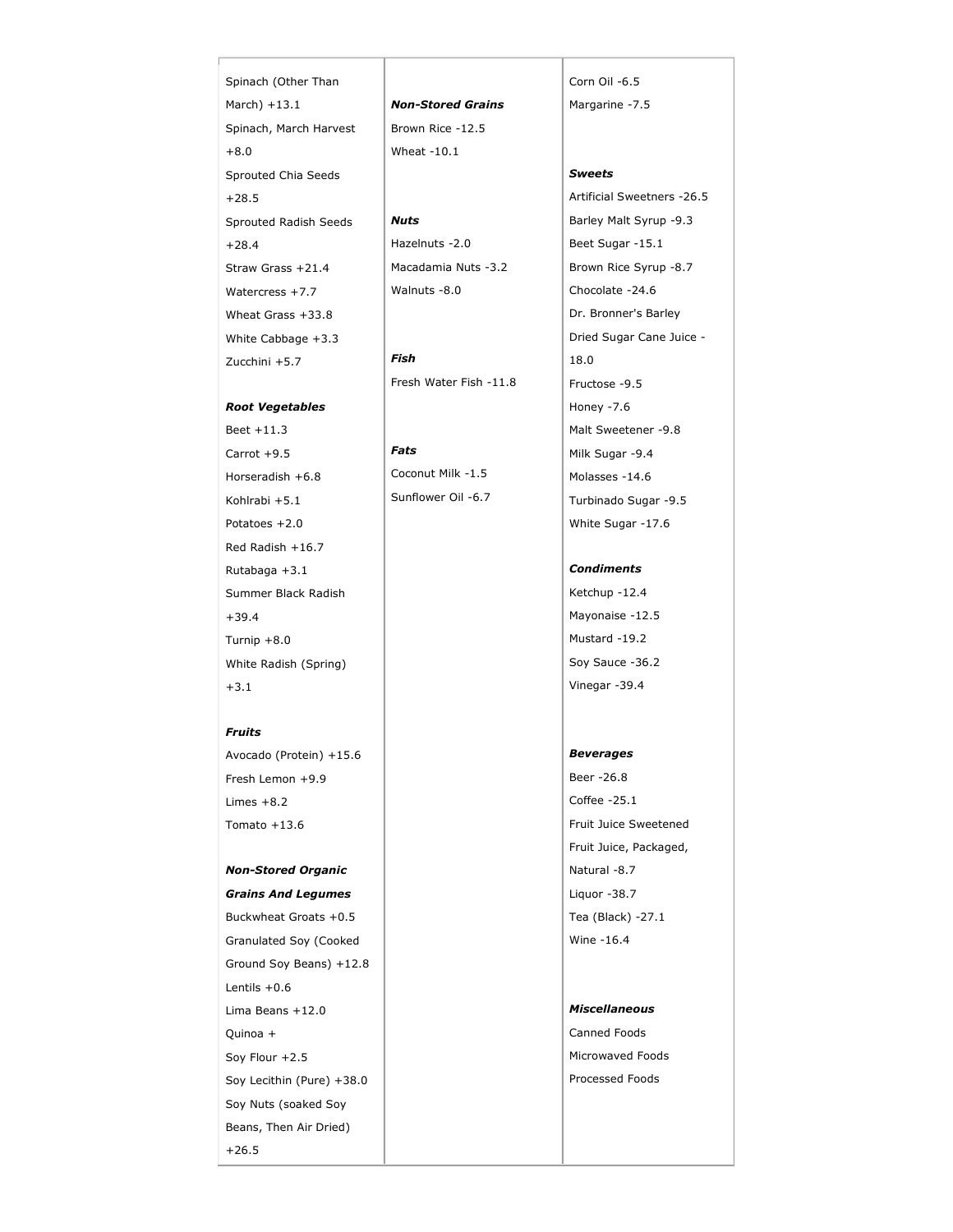Spinach (Other Than March) +13.1
Spinach, March Harvest +8.0
Sprouted Chia Seeds +28.5
Sprouted Radish Seeds +28.4
Straw Grass +21.4
Watercress +7.7
Wheat Grass +33.8
White Cabbage +3.3
Zucchini +5.7

***Root Vegetables***

Beet +11.3
Carrot +9.5
Horseradish +6.8
Kohlrabi +5.1
Potatoes +2.0
Red Radish +16.7
Rutabaga +3.1
Summer Black Radish +39.4
Turnip +8.0
White Radish (Spring) +3.1

***Fruits***

Avocado (Protein) +15.6
Fresh Lemon +9.9
Limes +8.2
Tomato +13.6

***Non-Stored Organic Grains And Legumes***

Buckwheat Groats +0.5
Granulated Soy (Cooked Ground Soy Beans) +12.8
Lentils +0.6
Lima Beans +12.0
Quinoa +
Soy Flour +2.5
Soy Lecithin (Pure) +38.0
Soy Nuts (soaked Soy Beans, Then Air Dried) +26.5

***Non-Stored Grains***

Brown Rice -12.5
Wheat -10.1

***Nuts***

Hazelnuts -2.0
Macadamia Nuts -3.2
Walnuts -8.0

***Fish***

Fresh Water Fish -11.8

***Fats***

Coconut Milk -1.5
Sunflower Oil -6.7
Corn Oil -6.5
Margarine -7.5

***Sweets***

Artificial Sweetners -26.5
Barley Malt Syrup -9.3
Beet Sugar -15.1
Brown Rice Syrup -8.7
Chocolate -24.6
Dr. Bronner's Barley
Dried Sugar Cane Juice -18.0
Fructose -9.5
Honey -7.6
Malt Sweetener -9.8
Milk Sugar -9.4
Molasses -14.6
Turbinado Sugar -9.5
White Sugar -17.6

***Condiments***

Ketchup -12.4
Mayonaise -12.5
Mustard -19.2
Soy Sauce -36.2
Vinegar -39.4

***Beverages***

Beer -26.8
Coffee -25.1
Fruit Juice Sweetened
Fruit Juice, Packaged, Natural -8.7
Liquor -38.7
Tea (Black) -27.1
Wine -16.4

***Miscellaneous***

Canned Foods
Microwaved Foods
Processed Foods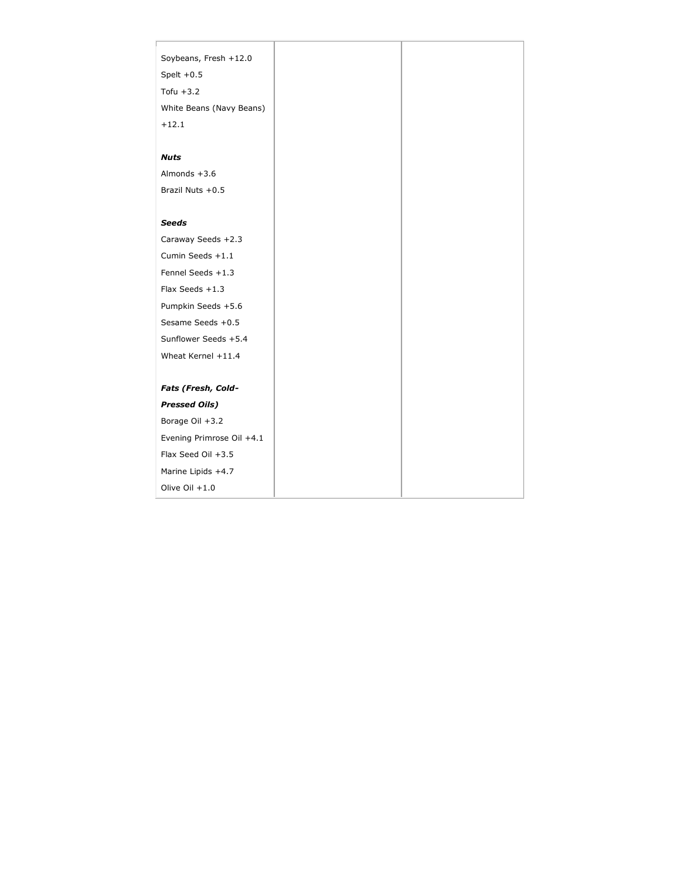| | | |
|---|---|---|
| Soybeans, Fresh +12.0<br>Spelt +0.5<br>Tofu +3.2<br>White Beans (Navy Beans) +12.1<br><br>***Nuts***<br>Almonds +3.6<br>Brazil Nuts +0.5<br><br>***Seeds***<br>Caraway Seeds +2.3<br>Cumin Seeds +1.1<br>Fennel Seeds +1.3<br>Flax Seeds +1.3<br>Pumpkin Seeds +5.6<br>Sesame Seeds +0.5<br>Sunflower Seeds +5.4<br>Wheat Kernel +11.4<br><br>***Fats (Fresh, Cold-Pressed Oils)***<br>Borage Oil +3.2<br>Evening Primrose Oil +4.1<br>Flax Seed Oil +3.5<br>Marine Lipids +4.7<br>Olive Oil +1.0 | | |